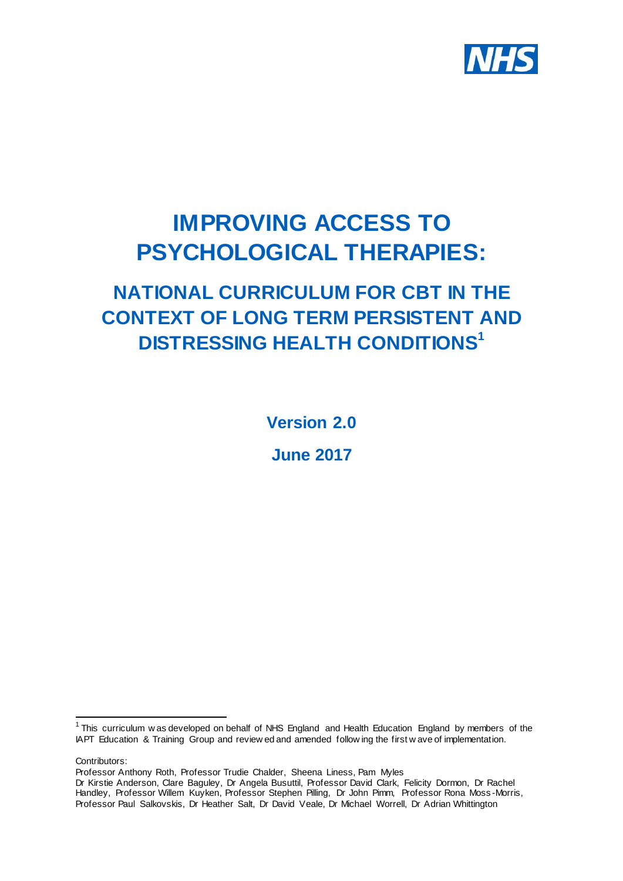NHS

# IMPROVING ACCESS TO PSYCHOLOGICAL THERAPIES:

## NATIONAL CURRICULUM FOR CBT IN THE CONTEXT OF LONG TERM PERSISTENT AND DISTRESSING HEALTH CONDITIONS[1]

**Version 2.0**

**June 2017**

[1] This curriculum was developed on behalf of NHS England and Health Education England by members of the IAPT Education & Training Group and reviewed and amended following the first wave of implementation.

Contributors:

Professor Anthony Roth, Professor Trudie Chalder, Sheena Liness, Pam Myles

Dr Kirstie Anderson, Clare Baguley, Dr Angela Busuttil, Professor David Clark, Felicity Dormon, Dr Rachel Handley, Professor Willem Kuyken, Professor Stephen Pilling, Dr John Pimm, Professor Rona Moss-Morris, Professor Paul Salkovskis, Dr Heather Salt, Dr David Veale, Dr Michael Worrell, Dr Adrian Whittington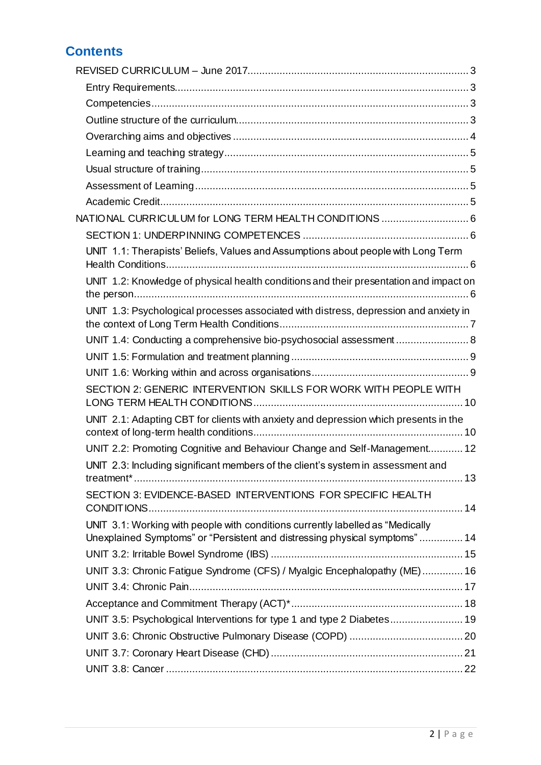# Contents

- REVISED CURRICULUM – June 2017 ... 3
  - Entry Requirements ... 3
  - Competencies ... 3
  - Outline structure of the curriculum ... 3
  - Overarching aims and objectives ... 4
  - Learning and teaching strategy ... 5
  - Usual structure of training ... 5
  - Assessment of Learning ... 5
  - Academic Credit ... 5
- NATIONAL CURRICULUM for LONG TERM HEALTH CONDITIONS ... 6
  - SECTION 1: UNDERPINNING COMPETENCES ... 6
  - UNIT 1.1: Therapists' Beliefs, Values and Assumptions about people with Long Term Health Conditions ... 6
  - UNIT 1.2: Knowledge of physical health conditions and their presentation and impact on the person ... 6
  - UNIT 1.3: Psychological processes associated with distress, depression and anxiety in the context of Long Term Health Conditions ... 7
  - UNIT 1.4: Conducting a comprehensive bio-psychosocial assessment ... 8
  - UNIT 1.5: Formulation and treatment planning ... 9
  - UNIT 1.6: Working within and across organisations ... 9
  - SECTION 2: GENERIC INTERVENTION SKILLS FOR WORK WITH PEOPLE WITH LONG TERM HEALTH CONDITIONS ... 10
  - UNIT 2.1: Adapting CBT for clients with anxiety and depression which presents in the context of long-term health conditions ... 10
  - UNIT 2.2: Promoting Cognitive and Behaviour Change and Self-Management ... 12
  - UNIT 2.3: Including significant members of the client's system in assessment and treatment* ... 13
  - SECTION 3: EVIDENCE-BASED INTERVENTIONS FOR SPECIFIC HEALTH CONDITIONS ... 14
  - UNIT 3.1: Working with people with conditions currently labelled as "Medically Unexplained Symptoms" or "Persistent and distressing physical symptoms" ... 14
  - UNIT 3.2: Irritable Bowel Syndrome (IBS) ... 15
  - UNIT 3.3: Chronic Fatigue Syndrome (CFS) / Myalgic Encephalopathy (ME) ... 16
  - UNIT 3.4: Chronic Pain ... 17
  - Acceptance and Commitment Therapy (ACT)* ... 18
  - UNIT 3.5: Psychological Interventions for type 1 and type 2 Diabetes ... 19
  - UNIT 3.6: Chronic Obstructive Pulmonary Disease (COPD) ... 20
  - UNIT 3.7: Coronary Heart Disease (CHD) ... 21
  - UNIT 3.8: Cancer ... 22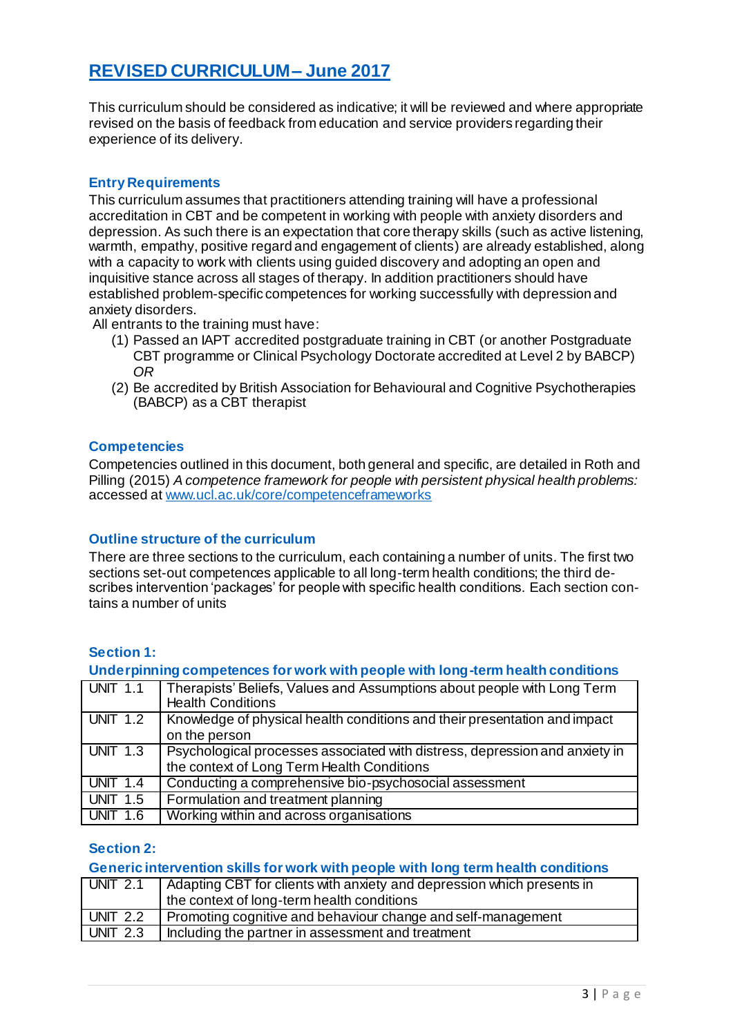## REVISED CURRICULUM – June 2017

This curriculum should be considered as indicative; it will be reviewed and where appropriate revised on the basis of feedback from education and service providers regarding their experience of its delivery.

### Entry Requirements

This curriculum assumes that practitioners attending training will have a professional accreditation in CBT and be competent in working with people with anxiety disorders and depression. As such there is an expectation that core therapy skills (such as active listening, warmth, empathy, positive regard and engagement of clients) are already established, along with a capacity to work with clients using guided discovery and adopting an open and inquisitive stance across all stages of therapy. In addition practitioners should have established problem-specific competences for working successfully with depression and anxiety disorders.

All entrants to the training must have:

(1) Passed an IAPT accredited postgraduate training in CBT (or another Postgraduate CBT programme or Clinical Psychology Doctorate accredited at Level 2 by BABCP) *OR*

(2) Be accredited by British Association for Behavioural and Cognitive Psychotherapies (BABCP) as a CBT therapist

### Competencies

Competencies outlined in this document, both general and specific, are detailed in Roth and Pilling (2015) *A competence framework for people with persistent physical health problems:* accessed at www.ucl.ac.uk/core/competenceframeworks

### Outline structure of the curriculum

There are three sections to the curriculum, each containing a number of units. The first two sections set-out competences applicable to all long-term health conditions; the third describes intervention 'packages' for people with specific health conditions. Each section contains a number of units

### Section 1:

### Underpinning competences for work with people with long-term health conditions

| | |
|---|---|
| UNIT 1.1 | Therapists' Beliefs, Values and Assumptions about people with Long Term Health Conditions |
| UNIT 1.2 | Knowledge of physical health conditions and their presentation and impact on the person |
| UNIT 1.3 | Psychological processes associated with distress, depression and anxiety in the context of Long Term Health Conditions |
| UNIT 1.4 | Conducting a comprehensive bio-psychosocial assessment |
| UNIT 1.5 | Formulation and treatment planning |
| UNIT 1.6 | Working within and across organisations |

### Section 2:

### Generic intervention skills for work with people with long term health conditions

| | |
|---|---|
| UNIT 2.1 | Adapting CBT for clients with anxiety and depression which presents in the context of long-term health conditions |
| UNIT 2.2 | Promoting cognitive and behaviour change and self-management |
| UNIT 2.3 | Including the partner in assessment and treatment |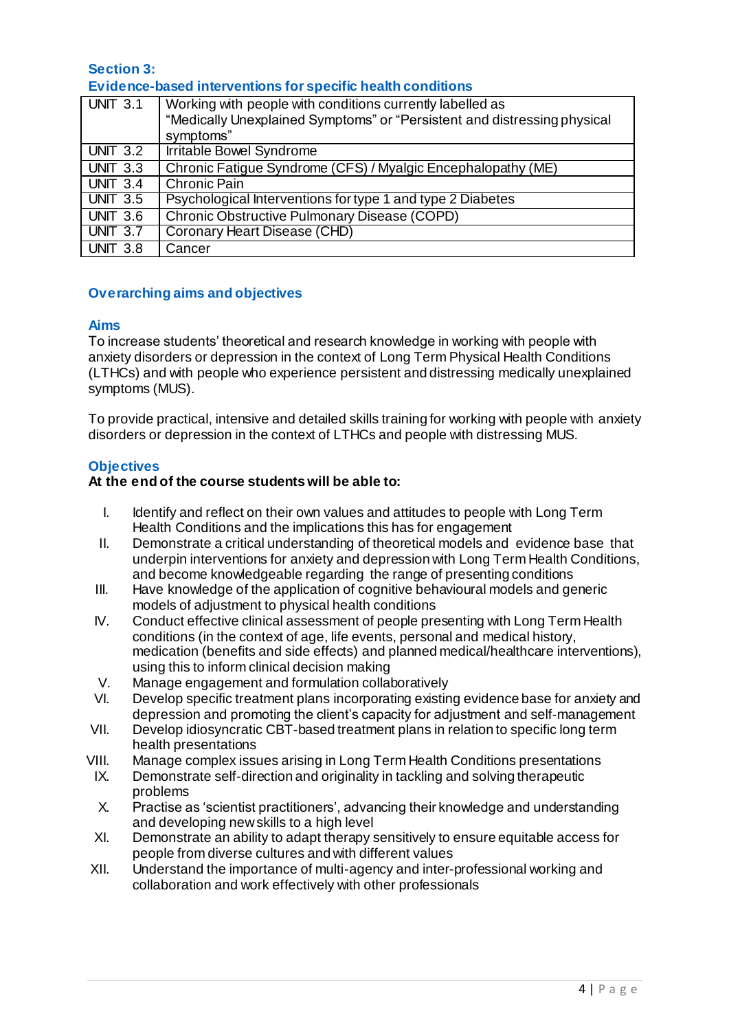## Section 3:
## Evidence-based interventions for specific health conditions

| UNIT 3.1 | Working with people with conditions currently labelled as “Medically Unexplained Symptoms” or “Persistent and distressing physical symptoms” |
|---|---|
| UNIT 3.2 | Irritable Bowel Syndrome |
| UNIT 3.3 | Chronic Fatigue Syndrome (CFS) / Myalgic Encephalopathy (ME) |
| UNIT 3.4 | Chronic Pain |
| UNIT 3.5 | Psychological Interventions for type 1 and type 2 Diabetes |
| UNIT 3.6 | Chronic Obstructive Pulmonary Disease (COPD) |
| UNIT 3.7 | Coronary Heart Disease (CHD) |
| UNIT 3.8 | Cancer |

### Overarching aims and objectives

### Aims

To increase students’ theoretical and research knowledge in working with people with anxiety disorders or depression in the context of Long Term Physical Health Conditions (LTHCs) and with people who experience persistent and distressing medically unexplained symptoms (MUS).

To provide practical, intensive and detailed skills training for working with people with anxiety disorders or depression in the context of LTHCs and people with distressing MUS.

### Objectives

**At the end of the course students will be able to:**

I. Identify and reflect on their own values and attitudes to people with Long Term Health Conditions and the implications this has for engagement
II. Demonstrate a critical understanding of theoretical models and evidence base that underpin interventions for anxiety and depression with Long Term Health Conditions, and become knowledgeable regarding the range of presenting conditions
III. Have knowledge of the application of cognitive behavioural models and generic models of adjustment to physical health conditions
IV. Conduct effective clinical assessment of people presenting with Long Term Health conditions (in the context of age, life events, personal and medical history, medication (benefits and side effects) and planned medical/healthcare interventions), using this to inform clinical decision making
V. Manage engagement and formulation collaboratively
VI. Develop specific treatment plans incorporating existing evidence base for anxiety and depression and promoting the client’s capacity for adjustment and self-management
VII. Develop idiosyncratic CBT-based treatment plans in relation to specific long term health presentations
VIII. Manage complex issues arising in Long Term Health Conditions presentations
IX. Demonstrate self-direction and originality in tackling and solving therapeutic problems
X. Practise as ‘scientist practitioners’, advancing their knowledge and understanding and developing new skills to a high level
XI. Demonstrate an ability to adapt therapy sensitively to ensure equitable access for people from diverse cultures and with different values
XII. Understand the importance of multi-agency and inter-professional working and collaboration and work effectively with other professionals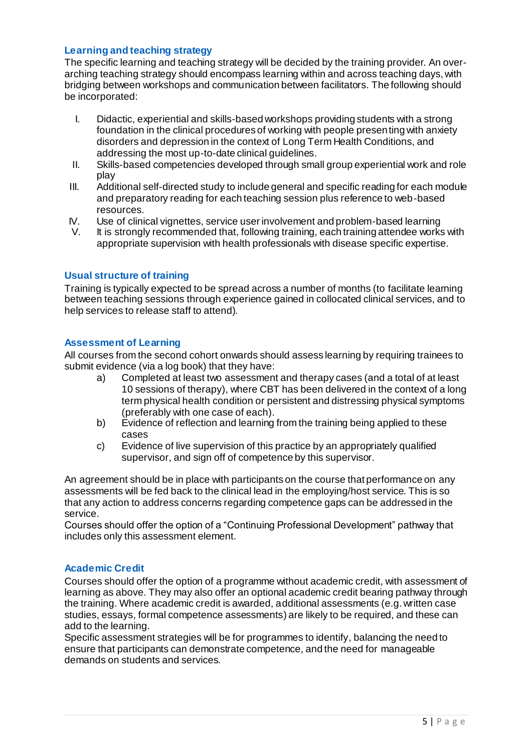### Learning and teaching strategy

The specific learning and teaching strategy will be decided by the training provider. An over-arching teaching strategy should encompass learning within and across teaching days, with bridging between workshops and communication between facilitators. The following should be incorporated:

I. Didactic, experiential and skills-based workshops providing students with a strong foundation in the clinical procedures of working with people presenting with anxiety disorders and depression in the context of Long Term Health Conditions, and addressing the most up-to-date clinical guidelines.

II. Skills-based competencies developed through small group experiential work and role play

III. Additional self-directed study to include general and specific reading for each module and preparatory reading for each teaching session plus reference to web-based resources.

IV. Use of clinical vignettes, service user involvement and problem-based learning

V. It is strongly recommended that, following training, each training attendee works with appropriate supervision with health professionals with disease specific expertise.

### Usual structure of training

Training is typically expected to be spread across a number of months (to facilitate learning between teaching sessions through experience gained in collocated clinical services, and to help services to release staff to attend).

### Assessment of Learning

All courses from the second cohort onwards should assess learning by requiring trainees to submit evidence (via a log book) that they have:

a) Completed at least two assessment and therapy cases (and a total of at least 10 sessions of therapy), where CBT has been delivered in the context of a long term physical health condition or persistent and distressing physical symptoms (preferably with one case of each).

b) Evidence of reflection and learning from the training being applied to these cases

c) Evidence of live supervision of this practice by an appropriately qualified supervisor, and sign off of competence by this supervisor.

An agreement should be in place with participants on the course that performance on any assessments will be fed back to the clinical lead in the employing/host service. This is so that any action to address concerns regarding competence gaps can be addressed in the service.

Courses should offer the option of a "Continuing Professional Development" pathway that includes only this assessment element.

### Academic Credit

Courses should offer the option of a programme without academic credit, with assessment of learning as above. They may also offer an optional academic credit bearing pathway through the training. Where academic credit is awarded, additional assessments (e.g. written case studies, essays, formal competence assessments) are likely to be required, and these can add to the learning.

Specific assessment strategies will be for programmes to identify, balancing the need to ensure that participants can demonstrate competence, and the need for manageable demands on students and services.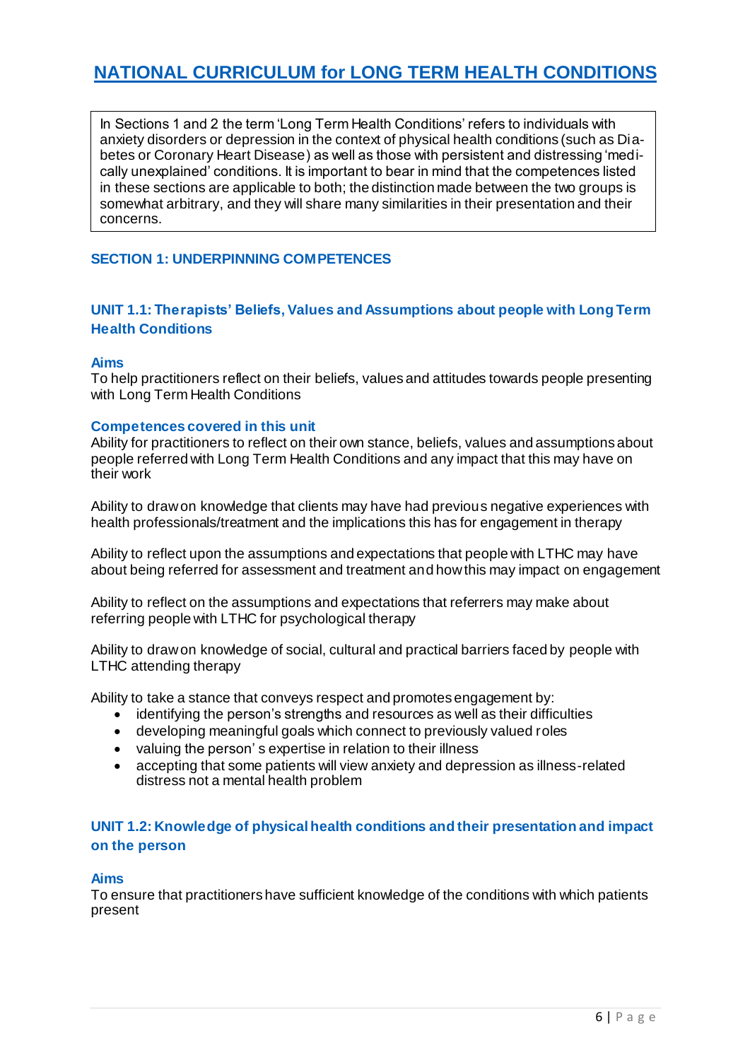# NATIONAL CURRICULUM for LONG TERM HEALTH CONDITIONS

In Sections 1 and 2 the term 'Long Term Health Conditions' refers to individuals with anxiety disorders or depression in the context of physical health conditions (such as Diabetes or Coronary Heart Disease) as well as those with persistent and distressing 'medically unexplained' conditions. It is important to bear in mind that the competences listed in these sections are applicable to both; the distinction made between the two groups is somewhat arbitrary, and they will share many similarities in their presentation and their concerns.

## SECTION 1: UNDERPINNING COMPETENCES

### UNIT 1.1: Therapists' Beliefs, Values and Assumptions about people with Long Term Health Conditions

#### Aims

To help practitioners reflect on their beliefs, values and attitudes towards people presenting with Long Term Health Conditions

#### Competences covered in this unit

Ability for practitioners to reflect on their own stance, beliefs, values and assumptions about people referred with Long Term Health Conditions and any impact that this may have on their work

Ability to draw on knowledge that clients may have had previous negative experiences with health professionals/treatment and the implications this has for engagement in therapy

Ability to reflect upon the assumptions and expectations that people with LTHC may have about being referred for assessment and treatment and how this may impact on engagement

Ability to reflect on the assumptions and expectations that referrers may make about referring people with LTHC for psychological therapy

Ability to draw on knowledge of social, cultural and practical barriers faced by people with LTHC attending therapy

Ability to take a stance that conveys respect and promotes engagement by:

- identifying the person's strengths and resources as well as their difficulties
- developing meaningful goals which connect to previously valued roles
- valuing the person' s expertise in relation to their illness
- accepting that some patients will view anxiety and depression as illness-related distress not a mental health problem

### UNIT 1.2: Knowledge of physical health conditions and their presentation and impact on the person

#### Aims

To ensure that practitioners have sufficient knowledge of the conditions with which patients present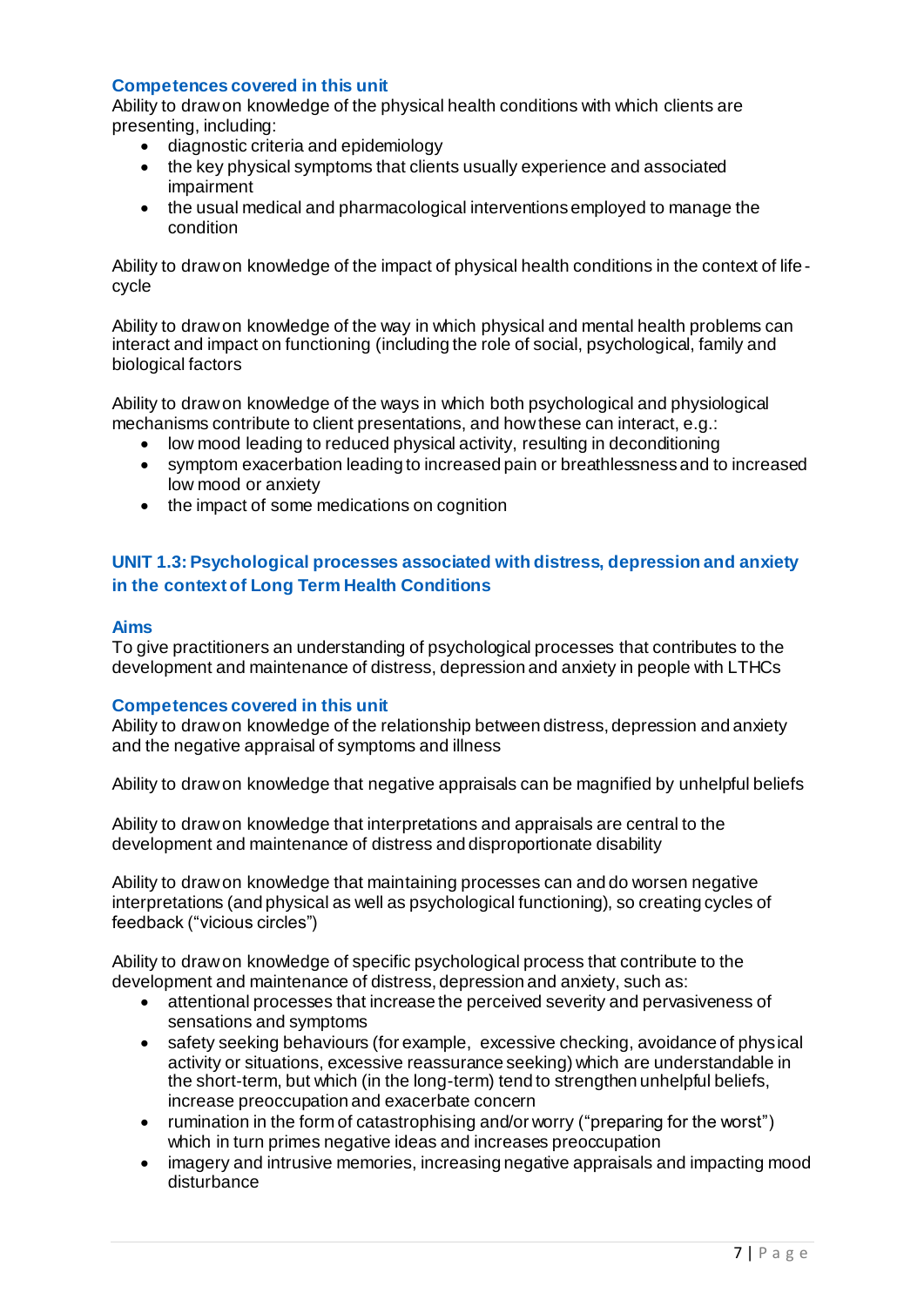### Competences covered in this unit

Ability to draw on knowledge of the physical health conditions with which clients are presenting, including:

- diagnostic criteria and epidemiology
- the key physical symptoms that clients usually experience and associated impairment
- the usual medical and pharmacological interventions employed to manage the condition

Ability to draw on knowledge of the impact of physical health conditions in the context of life-cycle

Ability to draw on knowledge of the way in which physical and mental health problems can interact and impact on functioning (including the role of social, psychological, family and biological factors

Ability to draw on knowledge of the ways in which both psychological and physiological mechanisms contribute to client presentations, and how these can interact, e.g.:

- low mood leading to reduced physical activity, resulting in deconditioning
- symptom exacerbation leading to increased pain or breathlessness and to increased low mood or anxiety
- the impact of some medications on cognition

## UNIT 1.3: Psychological processes associated with distress, depression and anxiety in the context of Long Term Health Conditions

### Aims

To give practitioners an understanding of psychological processes that contributes to the development and maintenance of distress, depression and anxiety in people with LTHCs

### Competences covered in this unit

Ability to draw on knowledge of the relationship between distress, depression and anxiety and the negative appraisal of symptoms and illness

Ability to draw on knowledge that negative appraisals can be magnified by unhelpful beliefs

Ability to draw on knowledge that interpretations and appraisals are central to the development and maintenance of distress and disproportionate disability

Ability to draw on knowledge that maintaining processes can and do worsen negative interpretations (and physical as well as psychological functioning), so creating cycles of feedback ("vicious circles")

Ability to draw on knowledge of specific psychological process that contribute to the development and maintenance of distress, depression and anxiety, such as:

- attentional processes that increase the perceived severity and pervasiveness of sensations and symptoms
- safety seeking behaviours (for example, excessive checking, avoidance of physical activity or situations, excessive reassurance seeking) which are understandable in the short-term, but which (in the long-term) tend to strengthen unhelpful beliefs, increase preoccupation and exacerbate concern
- rumination in the form of catastrophising and/or worry ("preparing for the worst") which in turn primes negative ideas and increases preoccupation
- imagery and intrusive memories, increasing negative appraisals and impacting mood disturbance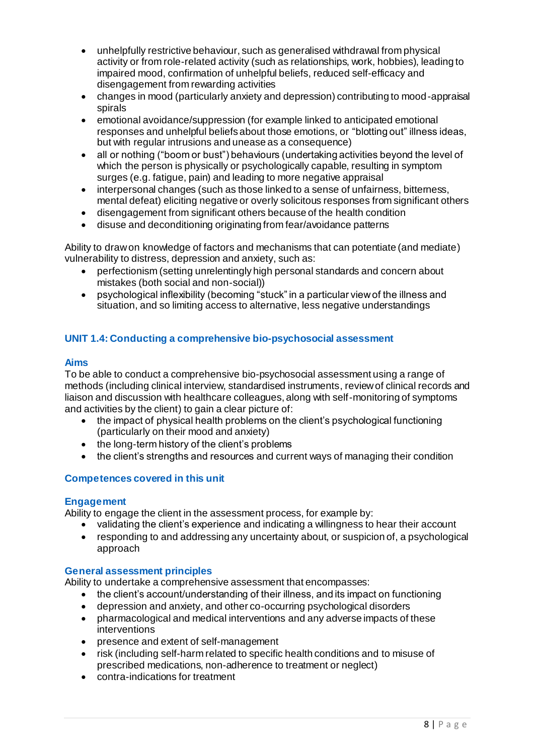- unhelpfully restrictive behaviour, such as generalised withdrawal from physical activity or from role-related activity (such as relationships, work, hobbies), leading to impaired mood, confirmation of unhelpful beliefs, reduced self-efficacy and disengagement from rewarding activities
- changes in mood (particularly anxiety and depression) contributing to mood-appraisal spirals
- emotional avoidance/suppression (for example linked to anticipated emotional responses and unhelpful beliefs about those emotions, or "blotting out" illness ideas, but with regular intrusions and unease as a consequence)
- all or nothing ("boom or bust") behaviours (undertaking activities beyond the level of which the person is physically or psychologically capable, resulting in symptom surges (e.g. fatigue, pain) and leading to more negative appraisal
- interpersonal changes (such as those linked to a sense of unfairness, bitterness, mental defeat) eliciting negative or overly solicitous responses from significant others
- disengagement from significant others because of the health condition
- disuse and deconditioning originating from fear/avoidance patterns

Ability to draw on knowledge of factors and mechanisms that can potentiate (and mediate) vulnerability to distress, depression and anxiety, such as:

- perfectionism (setting unrelentingly high personal standards and concern about mistakes (both social and non-social))
- psychological inflexibility (becoming "stuck" in a particular view of the illness and situation, and so limiting access to alternative, less negative understandings

## UNIT 1.4: Conducting a comprehensive bio-psychosocial assessment

### Aims

To be able to conduct a comprehensive bio-psychosocial assessment using a range of methods (including clinical interview, standardised instruments, review of clinical records and liaison and discussion with healthcare colleagues, along with self-monitoring of symptoms and activities by the client) to gain a clear picture of:

- the impact of physical health problems on the client's psychological functioning (particularly on their mood and anxiety)
- the long-term history of the client's problems
- the client's strengths and resources and current ways of managing their condition

### Competences covered in this unit

### Engagement

Ability to engage the client in the assessment process, for example by:

- validating the client's experience and indicating a willingness to hear their account
- responding to and addressing any uncertainty about, or suspicion of, a psychological approach

### General assessment principles

Ability to undertake a comprehensive assessment that encompasses:

- the client's account/understanding of their illness, and its impact on functioning
- depression and anxiety, and other co-occurring psychological disorders
- pharmacological and medical interventions and any adverse impacts of these interventions
- presence and extent of self-management
- risk (including self-harm related to specific health conditions and to misuse of prescribed medications, non-adherence to treatment or neglect)
- contra-indications for treatment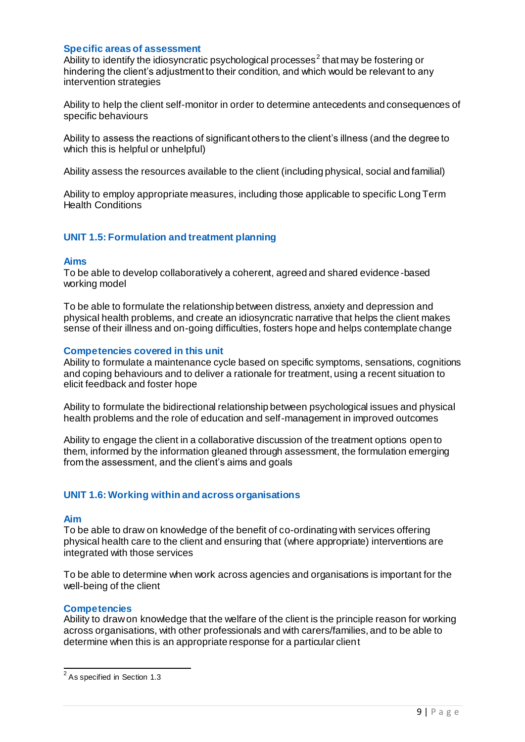### Specific areas of assessment

Ability to identify the idiosyncratic psychological processes[2] that may be fostering or hindering the client's adjustment to their condition, and which would be relevant to any intervention strategies

Ability to help the client self-monitor in order to determine antecedents and consequences of specific behaviours

Ability to assess the reactions of significant others to the client's illness (and the degree to which this is helpful or unhelpful)

Ability assess the resources available to the client (including physical, social and familial)

Ability to employ appropriate measures, including those applicable to specific Long Term Health Conditions

## UNIT 1.5: Formulation and treatment planning

### Aims

To be able to develop collaboratively a coherent, agreed and shared evidence-based working model

To be able to formulate the relationship between distress, anxiety and depression and physical health problems, and create an idiosyncratic narrative that helps the client makes sense of their illness and on-going difficulties, fosters hope and helps contemplate change

### Competencies covered in this unit

Ability to formulate a maintenance cycle based on specific symptoms, sensations, cognitions and coping behaviours and to deliver a rationale for treatment, using a recent situation to elicit feedback and foster hope

Ability to formulate the bidirectional relationship between psychological issues and physical health problems and the role of education and self-management in improved outcomes

Ability to engage the client in a collaborative discussion of the treatment options open to them, informed by the information gleaned through assessment, the formulation emerging from the assessment, and the client's aims and goals

## UNIT 1.6: Working within and across organisations

### Aim

To be able to draw on knowledge of the benefit of co-ordinating with services offering physical health care to the client and ensuring that (where appropriate) interventions are integrated with those services

To be able to determine when work across agencies and organisations is important for the well-being of the client

### Competencies

Ability to draw on knowledge that the welfare of the client is the principle reason for working across organisations, with other professionals and with carers/families, and to be able to determine when this is an appropriate response for a particular client

---

[2] As specified in Section 1.3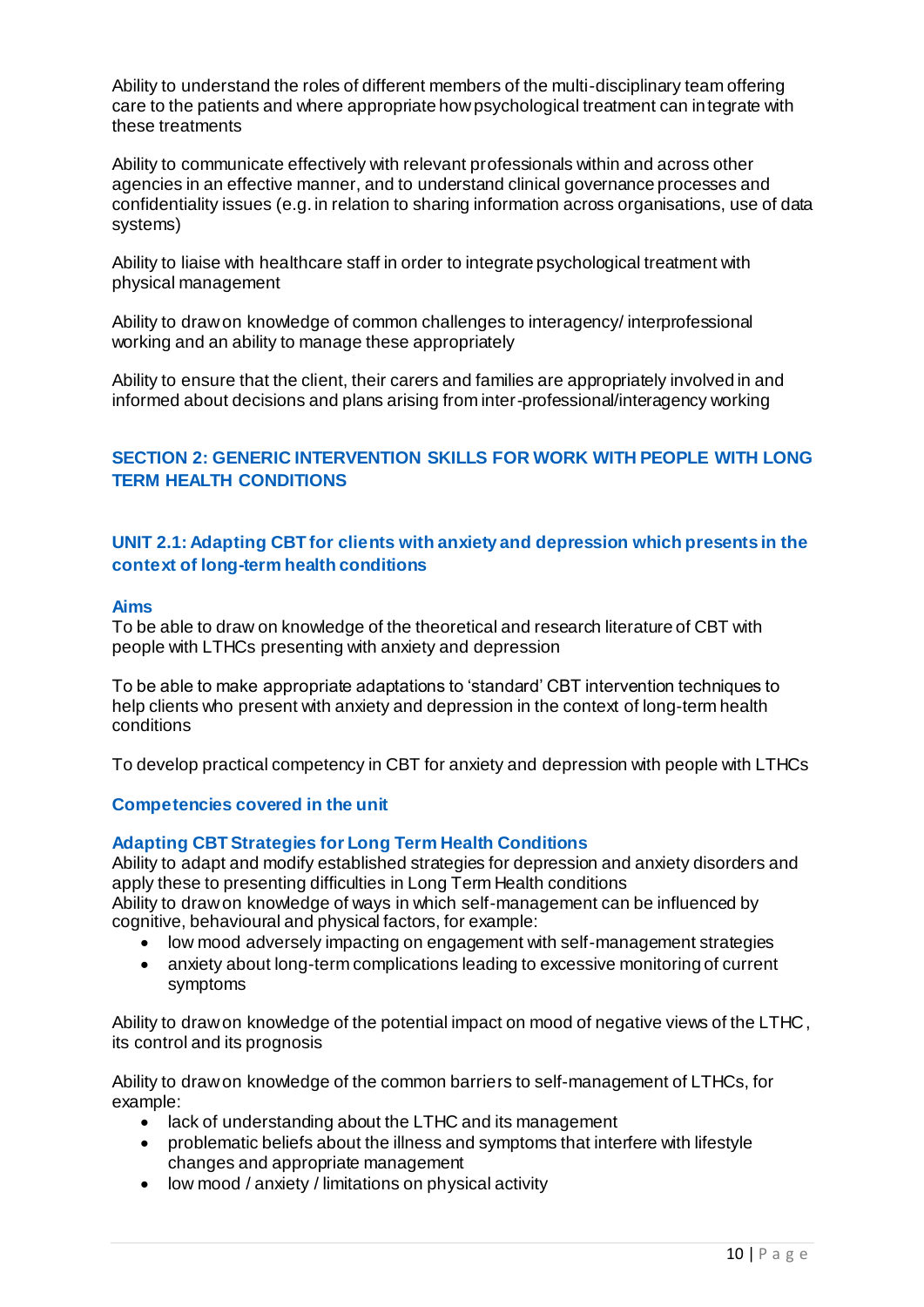Ability to understand the roles of different members of the multi-disciplinary team offering care to the patients and where appropriate how psychological treatment can integrate with these treatments

Ability to communicate effectively with relevant professionals within and across other agencies in an effective manner, and to understand clinical governance processes and confidentiality issues (e.g. in relation to sharing information across organisations, use of data systems)

Ability to liaise with healthcare staff in order to integrate psychological treatment with physical management

Ability to draw on knowledge of common challenges to interagency/ interprofessional working and an ability to manage these appropriately

Ability to ensure that the client, their carers and families are appropriately involved in and informed about decisions and plans arising from inter-professional/interagency working

## SECTION 2: GENERIC INTERVENTION SKILLS FOR WORK WITH PEOPLE WITH LONG TERM HEALTH CONDITIONS

### UNIT 2.1: Adapting CBT for clients with anxiety and depression which presents in the context of long-term health conditions

#### Aims

To be able to draw on knowledge of the theoretical and research literature of CBT with people with LTHCs presenting with anxiety and depression

To be able to make appropriate adaptations to 'standard' CBT intervention techniques to help clients who present with anxiety and depression in the context of long-term health conditions

To develop practical competency in CBT for anxiety and depression with people with LTHCs

#### Competencies covered in the unit

#### Adapting CBT Strategies for Long Term Health Conditions

Ability to adapt and modify established strategies for depression and anxiety disorders and apply these to presenting difficulties in Long Term Health conditions

Ability to draw on knowledge of ways in which self-management can be influenced by cognitive, behavioural and physical factors, for example:

- low mood adversely impacting on engagement with self-management strategies
- anxiety about long-term complications leading to excessive monitoring of current symptoms

Ability to draw on knowledge of the potential impact on mood of negative views of the LTHC, its control and its prognosis

Ability to draw on knowledge of the common barriers to self-management of LTHCs, for example:

- lack of understanding about the LTHC and its management
- problematic beliefs about the illness and symptoms that interfere with lifestyle changes and appropriate management
- low mood / anxiety / limitations on physical activity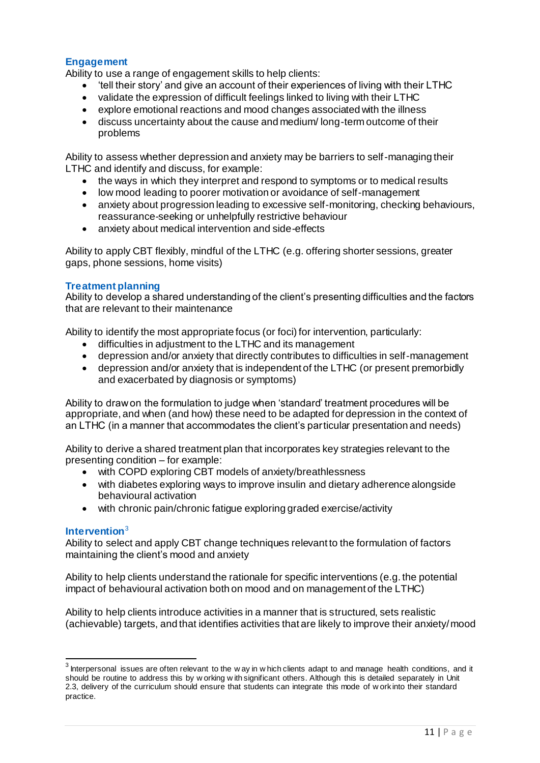### Engagement

Ability to use a range of engagement skills to help clients:

- 'tell their story' and give an account of their experiences of living with their LTHC
- validate the expression of difficult feelings linked to living with their LTHC
- explore emotional reactions and mood changes associated with the illness
- discuss uncertainty about the cause and medium/ long-term outcome of their problems

Ability to assess whether depression and anxiety may be barriers to self-managing their LTHC and identify and discuss, for example:

- the ways in which they interpret and respond to symptoms or to medical results
- low mood leading to poorer motivation or avoidance of self-management
- anxiety about progression leading to excessive self-monitoring, checking behaviours, reassurance-seeking or unhelpfully restrictive behaviour
- anxiety about medical intervention and side-effects

Ability to apply CBT flexibly, mindful of the LTHC (e.g. offering shorter sessions, greater gaps, phone sessions, home visits)

### Treatment planning

Ability to develop a shared understanding of the client's presenting difficulties and the factors that are relevant to their maintenance

Ability to identify the most appropriate focus (or foci) for intervention, particularly:

- difficulties in adjustment to the LTHC and its management
- depression and/or anxiety that directly contributes to difficulties in self-management
- depression and/or anxiety that is independent of the LTHC (or present premorbidly and exacerbated by diagnosis or symptoms)

Ability to draw on the formulation to judge when 'standard' treatment procedures will be appropriate, and when (and how) these need to be adapted for depression in the context of an LTHC (in a manner that accommodates the client's particular presentation and needs)

Ability to derive a shared treatment plan that incorporates key strategies relevant to the presenting condition – for example:

- with COPD exploring CBT models of anxiety/breathlessness
- with diabetes exploring ways to improve insulin and dietary adherence alongside behavioural activation
- with chronic pain/chronic fatigue exploring graded exercise/activity

### Intervention[3]

Ability to select and apply CBT change techniques relevant to the formulation of factors maintaining the client's mood and anxiety

Ability to help clients understand the rationale for specific interventions (e.g. the potential impact of behavioural activation both on mood and on management of the LTHC)

Ability to help clients introduce activities in a manner that is structured, sets realistic (achievable) targets, and that identifies activities that are likely to improve their anxiety/mood

---

[3] Interpersonal issues are often relevant to the way in which clients adapt to and manage health conditions, and it should be routine to address this by working with significant others. Although this is detailed separately in Unit 2.3, delivery of the curriculum should ensure that students can integrate this mode of work into their standard practice.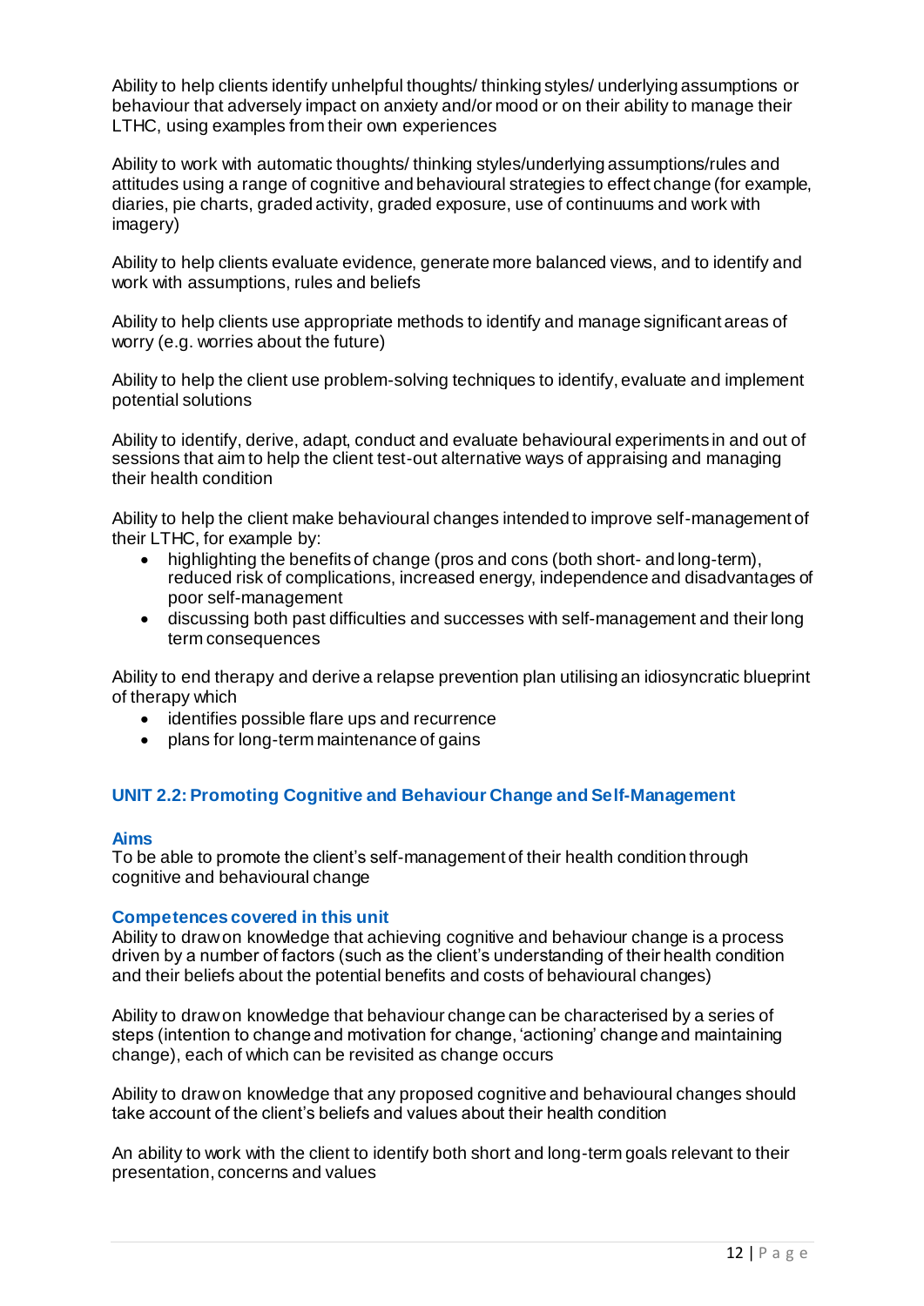Ability to help clients identify unhelpful thoughts/ thinking styles/ underlying assumptions or behaviour that adversely impact on anxiety and/or mood or on their ability to manage their LTHC, using examples from their own experiences

Ability to work with automatic thoughts/ thinking styles/underlying assumptions/rules and attitudes using a range of cognitive and behavioural strategies to effect change (for example, diaries, pie charts, graded activity, graded exposure, use of continuums and work with imagery)

Ability to help clients evaluate evidence, generate more balanced views, and to identify and work with assumptions, rules and beliefs

Ability to help clients use appropriate methods to identify and manage significant areas of worry (e.g. worries about the future)

Ability to help the client use problem-solving techniques to identify, evaluate and implement potential solutions

Ability to identify, derive, adapt, conduct and evaluate behavioural experiments in and out of sessions that aim to help the client test-out alternative ways of appraising and managing their health condition

Ability to help the client make behavioural changes intended to improve self-management of their LTHC, for example by:

- highlighting the benefits of change (pros and cons (both short- and long-term), reduced risk of complications, increased energy, independence and disadvantages of poor self-management
- discussing both past difficulties and successes with self-management and their long term consequences

Ability to end therapy and derive a relapse prevention plan utilising an idiosyncratic blueprint of therapy which

- identifies possible flare ups and recurrence
- plans for long-term maintenance of gains

## UNIT 2.2: Promoting Cognitive and Behaviour Change and Self-Management

### Aims

To be able to promote the client's self-management of their health condition through cognitive and behavioural change

### Competences covered in this unit

Ability to draw on knowledge that achieving cognitive and behaviour change is a process driven by a number of factors (such as the client's understanding of their health condition and their beliefs about the potential benefits and costs of behavioural changes)

Ability to draw on knowledge that behaviour change can be characterised by a series of steps (intention to change and motivation for change, 'actioning' change and maintaining change), each of which can be revisited as change occurs

Ability to draw on knowledge that any proposed cognitive and behavioural changes should take account of the client's beliefs and values about their health condition

An ability to work with the client to identify both short and long-term goals relevant to their presentation, concerns and values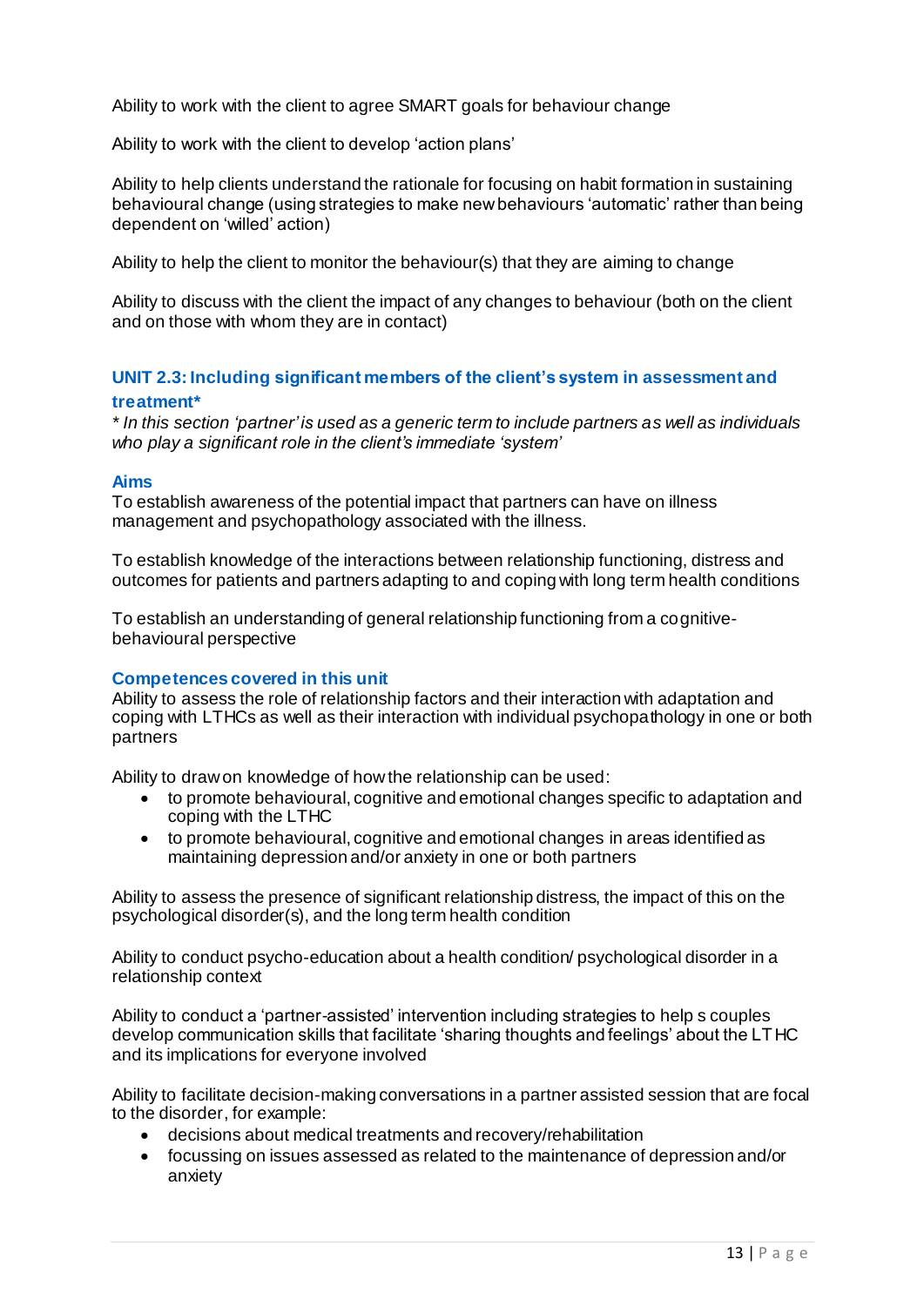Ability to work with the client to agree SMART goals for behaviour change

Ability to work with the client to develop 'action plans'

Ability to help clients understand the rationale for focusing on habit formation in sustaining behavioural change (using strategies to make new behaviours 'automatic' rather than being dependent on 'willed' action)

Ability to help the client to monitor the behaviour(s) that they are aiming to change

Ability to discuss with the client the impact of any changes to behaviour (both on the client and on those with whom they are in contact)

### UNIT 2.3: Including significant members of the client's system in assessment and treatment*

*\* In this section 'partner' is used as a generic term to include partners as well as individuals who play a significant role in the client's immediate 'system'*

#### Aims

To establish awareness of the potential impact that partners can have on illness management and psychopathology associated with the illness.

To establish knowledge of the interactions between relationship functioning, distress and outcomes for patients and partners adapting to and coping with long term health conditions

To establish an understanding of general relationship functioning from a cognitive-behavioural perspective

#### Competences covered in this unit

Ability to assess the role of relationship factors and their interaction with adaptation and coping with LTHCs as well as their interaction with individual psychopathology in one or both partners

Ability to draw on knowledge of how the relationship can be used:

- to promote behavioural, cognitive and emotional changes specific to adaptation and coping with the LTHC
- to promote behavioural, cognitive and emotional changes in areas identified as maintaining depression and/or anxiety in one or both partners

Ability to assess the presence of significant relationship distress, the impact of this on the psychological disorder(s), and the long term health condition

Ability to conduct psycho-education about a health condition/ psychological disorder in a relationship context

Ability to conduct a 'partner-assisted' intervention including strategies to help s couples develop communication skills that facilitate 'sharing thoughts and feelings' about the LTHC and its implications for everyone involved

Ability to facilitate decision-making conversations in a partner assisted session that are focal to the disorder, for example:

- decisions about medical treatments and recovery/rehabilitation
- focussing on issues assessed as related to the maintenance of depression and/or anxiety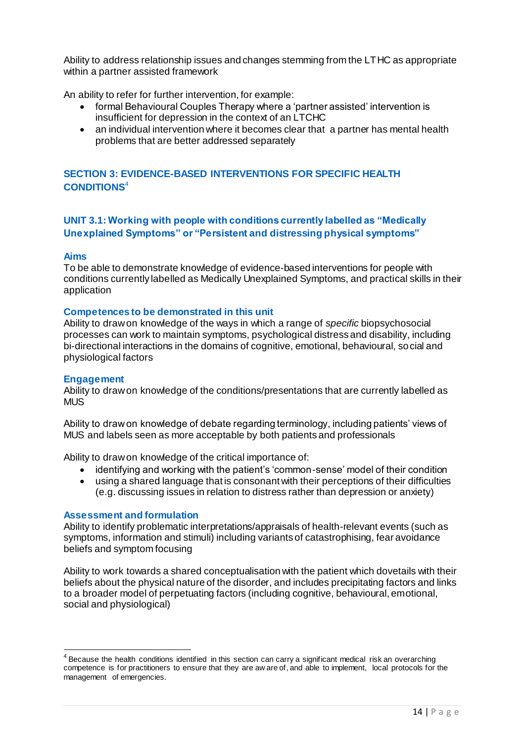Ability to address relationship issues and changes stemming from the LTHC as appropriate within a partner assisted framework

An ability to refer for further intervention, for example:

- formal Behavioural Couples Therapy where a 'partner assisted' intervention is insufficient for depression in the context of an LTCHC
- an individual intervention where it becomes clear that a partner has mental health problems that are better addressed separately

## SECTION 3: EVIDENCE-BASED INTERVENTIONS FOR SPECIFIC HEALTH CONDITIONS[4]

### UNIT 3.1: Working with people with conditions currently labelled as "Medically Unexplained Symptoms" or "Persistent and distressing physical symptoms"

#### Aims

To be able to demonstrate knowledge of evidence-based interventions for people with conditions currently labelled as Medically Unexplained Symptoms, and practical skills in their application

#### Competences to be demonstrated in this unit

Ability to draw on knowledge of the ways in which a range of *specific* biopsychosocial processes can work to maintain symptoms, psychological distress and disability, including bi-directional interactions in the domains of cognitive, emotional, behavioural, social and physiological factors

#### Engagement

Ability to draw on knowledge of the conditions/presentations that are currently labelled as MUS

Ability to draw on knowledge of debate regarding terminology, including patients' views of MUS and labels seen as more acceptable by both patients and professionals

Ability to draw on knowledge of the critical importance of:

- identifying and working with the patient's 'common-sense' model of their condition
- using a shared language that is consonant with their perceptions of their difficulties (e.g. discussing issues in relation to distress rather than depression or anxiety)

#### Assessment and formulation

Ability to identify problematic interpretations/appraisals of health-relevant events (such as symptoms, information and stimuli) including variants of catastrophising, fear avoidance beliefs and symptom focusing

Ability to work towards a shared conceptualisation with the patient which dovetails with their beliefs about the physical nature of the disorder, and includes precipitating factors and links to a broader model of perpetuating factors (including cognitive, behavioural, emotional, social and physiological)

---

[4] Because the health conditions identified in this section can carry a significant medical risk an overarching competence is for practitioners to ensure that they are aware of, and able to implement, local protocols for the management of emergencies.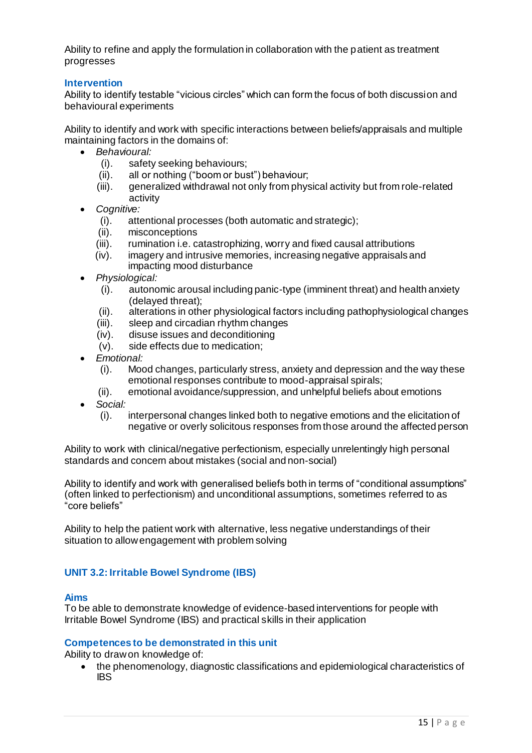Ability to refine and apply the formulation in collaboration with the patient as treatment progresses

### Intervention

Ability to identify testable "vicious circles" which can form the focus of both discussion and behavioural experiments

Ability to identify and work with specific interactions between beliefs/appraisals and multiple maintaining factors in the domains of:

- *Behavioural:*
  - (i). safety seeking behaviours;
  - (ii). all or nothing ("boom or bust") behaviour;
  - (iii). generalized withdrawal not only from physical activity but from role-related activity
- *Cognitive:*
  - (i). attentional processes (both automatic and strategic);
  - (ii). misconceptions
  - (iii). rumination i.e. catastrophizing, worry and fixed causal attributions
  - (iv). imagery and intrusive memories, increasing negative appraisals and impacting mood disturbance
- *Physiological:*
  - (i). autonomic arousal including panic-type (imminent threat) and health anxiety (delayed threat);
  - (ii). alterations in other physiological factors including pathophysiological changes
  - (iii). sleep and circadian rhythm changes
  - (iv). disuse issues and deconditioning
  - (v). side effects due to medication;
- *Emotional:*
  - (i). Mood changes, particularly stress, anxiety and depression and the way these emotional responses contribute to mood-appraisal spirals;
  - (ii). emotional avoidance/suppression, and unhelpful beliefs about emotions
- *Social:*
  - (i). interpersonal changes linked both to negative emotions and the elicitation of negative or overly solicitous responses from those around the affected person

Ability to work with clinical/negative perfectionism, especially unrelentingly high personal standards and concern about mistakes (social and non-social)

Ability to identify and work with generalised beliefs both in terms of "conditional assumptions" (often linked to perfectionism) and unconditional assumptions, sometimes referred to as "core beliefs"

Ability to help the patient work with alternative, less negative understandings of their situation to allow engagement with problem solving

## UNIT 3.2: Irritable Bowel Syndrome (IBS)

### Aims

To be able to demonstrate knowledge of evidence-based interventions for people with Irritable Bowel Syndrome (IBS) and practical skills in their application

### Competences to be demonstrated in this unit

Ability to draw on knowledge of:

- the phenomenology, diagnostic classifications and epidemiological characteristics of IBS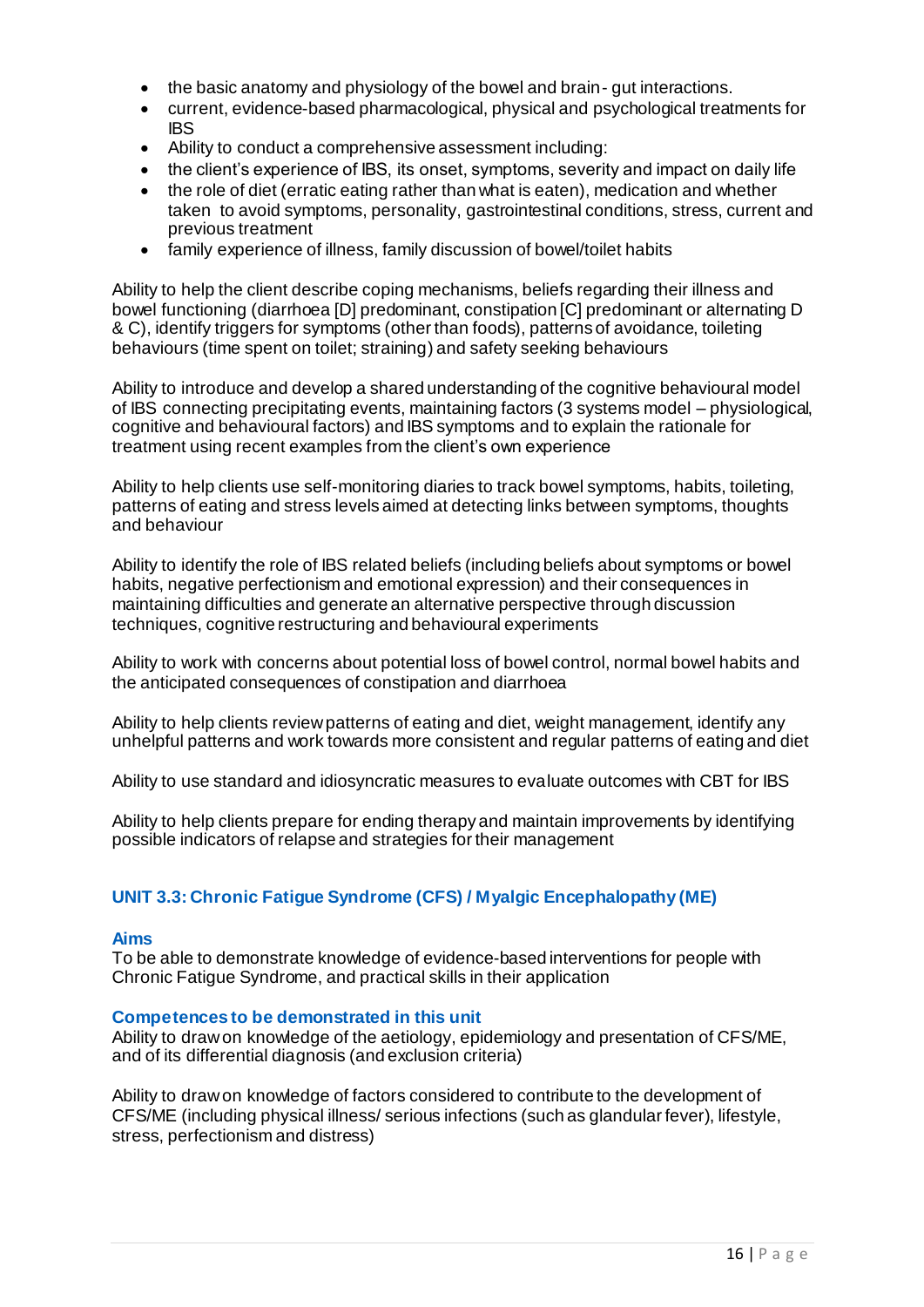- the basic anatomy and physiology of the bowel and brain- gut interactions.
- current, evidence-based pharmacological, physical and psychological treatments for IBS
- Ability to conduct a comprehensive assessment including:
- the client's experience of IBS, its onset, symptoms, severity and impact on daily life
- the role of diet (erratic eating rather than what is eaten), medication and whether taken to avoid symptoms, personality, gastrointestinal conditions, stress, current and previous treatment
- family experience of illness, family discussion of bowel/toilet habits

Ability to help the client describe coping mechanisms, beliefs regarding their illness and bowel functioning (diarrhoea [D] predominant, constipation [C] predominant or alternating D & C), identify triggers for symptoms (other than foods), patterns of avoidance, toileting behaviours (time spent on toilet; straining) and safety seeking behaviours

Ability to introduce and develop a shared understanding of the cognitive behavioural model of IBS connecting precipitating events, maintaining factors (3 systems model – physiological, cognitive and behavioural factors) and IBS symptoms and to explain the rationale for treatment using recent examples from the client's own experience

Ability to help clients use self-monitoring diaries to track bowel symptoms, habits, toileting, patterns of eating and stress levels aimed at detecting links between symptoms, thoughts and behaviour

Ability to identify the role of IBS related beliefs (including beliefs about symptoms or bowel habits, negative perfectionism and emotional expression) and their consequences in maintaining difficulties and generate an alternative perspective through discussion techniques, cognitive restructuring and behavioural experiments

Ability to work with concerns about potential loss of bowel control, normal bowel habits and the anticipated consequences of constipation and diarrhoea

Ability to help clients review patterns of eating and diet, weight management, identify any unhelpful patterns and work towards more consistent and regular patterns of eating and diet

Ability to use standard and idiosyncratic measures to evaluate outcomes with CBT for IBS

Ability to help clients prepare for ending therapy and maintain improvements by identifying possible indicators of relapse and strategies for their management

## UNIT 3.3: Chronic Fatigue Syndrome (CFS) / Myalgic Encephalopathy (ME)

### Aims

To be able to demonstrate knowledge of evidence-based interventions for people with Chronic Fatigue Syndrome, and practical skills in their application

### Competences to be demonstrated in this unit

Ability to draw on knowledge of the aetiology, epidemiology and presentation of CFS/ME, and of its differential diagnosis (and exclusion criteria)

Ability to draw on knowledge of factors considered to contribute to the development of CFS/ME (including physical illness/ serious infections (such as glandular fever), lifestyle, stress, perfectionism and distress)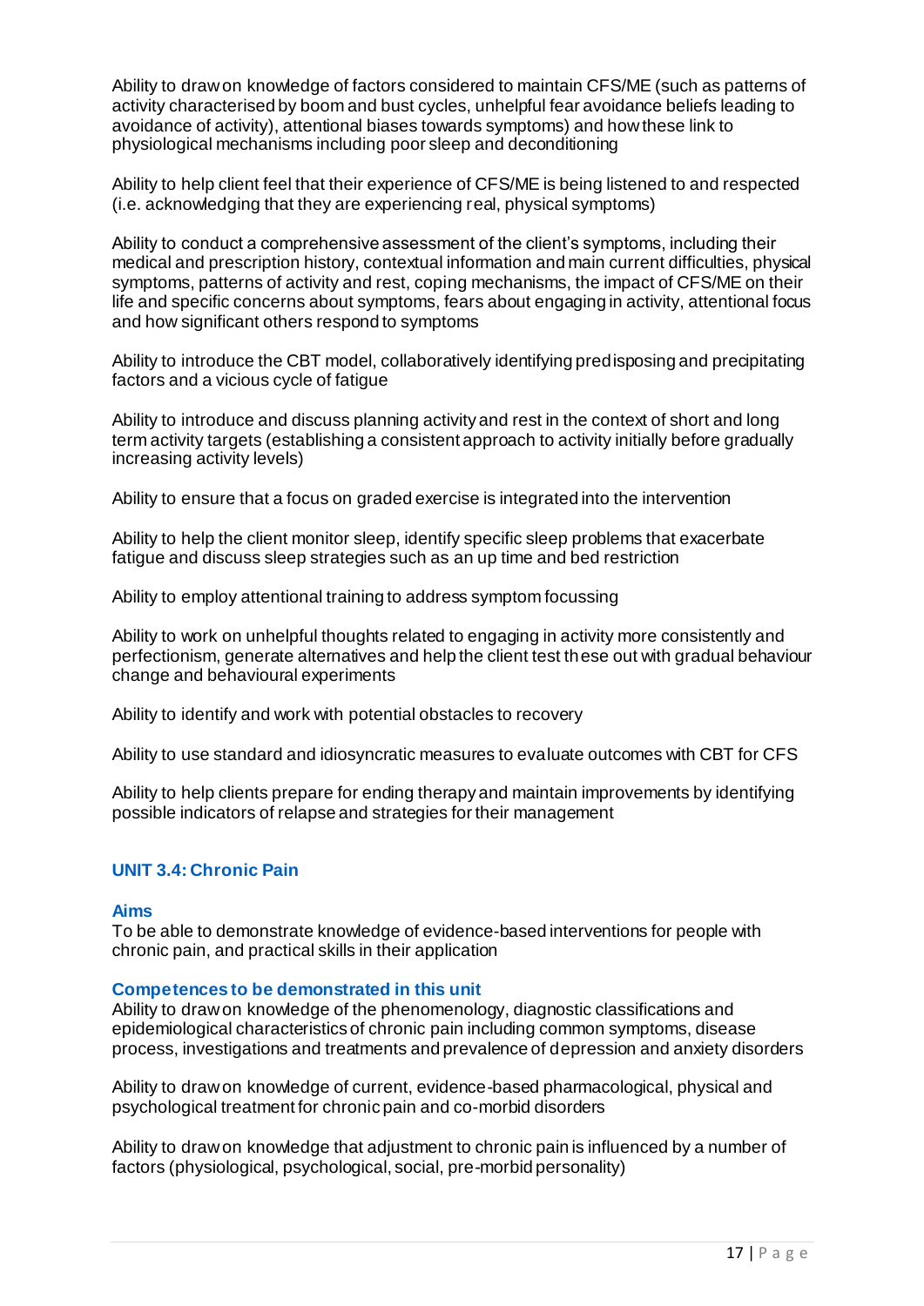Ability to draw on knowledge of factors considered to maintain CFS/ME (such as patterns of activity characterised by boom and bust cycles, unhelpful fear avoidance beliefs leading to avoidance of activity), attentional biases towards symptoms) and how these link to physiological mechanisms including poor sleep and deconditioning

Ability to help client feel that their experience of CFS/ME is being listened to and respected (i.e. acknowledging that they are experiencing real, physical symptoms)

Ability to conduct a comprehensive assessment of the client's symptoms, including their medical and prescription history, contextual information and main current difficulties, physical symptoms, patterns of activity and rest, coping mechanisms, the impact of CFS/ME on their life and specific concerns about symptoms, fears about engaging in activity, attentional focus and how significant others respond to symptoms

Ability to introduce the CBT model, collaboratively identifying predisposing and precipitating factors and a vicious cycle of fatigue

Ability to introduce and discuss planning activity and rest in the context of short and long term activity targets (establishing a consistent approach to activity initially before gradually increasing activity levels)

Ability to ensure that a focus on graded exercise is integrated into the intervention

Ability to help the client monitor sleep, identify specific sleep problems that exacerbate fatigue and discuss sleep strategies such as an up time and bed restriction

Ability to employ attentional training to address symptom focussing

Ability to work on unhelpful thoughts related to engaging in activity more consistently and perfectionism, generate alternatives and help the client test these out with gradual behaviour change and behavioural experiments

Ability to identify and work with potential obstacles to recovery

Ability to use standard and idiosyncratic measures to evaluate outcomes with CBT for CFS

Ability to help clients prepare for ending therapy and maintain improvements by identifying possible indicators of relapse and strategies for their management

## UNIT 3.4: Chronic Pain

### Aims

To be able to demonstrate knowledge of evidence-based interventions for people with chronic pain, and practical skills in their application

### Competences to be demonstrated in this unit

Ability to draw on knowledge of the phenomenology, diagnostic classifications and epidemiological characteristics of chronic pain including common symptoms, disease process, investigations and treatments and prevalence of depression and anxiety disorders

Ability to draw on knowledge of current, evidence-based pharmacological, physical and psychological treatment for chronic pain and co-morbid disorders

Ability to draw on knowledge that adjustment to chronic pain is influenced by a number of factors (physiological, psychological, social, pre-morbid personality)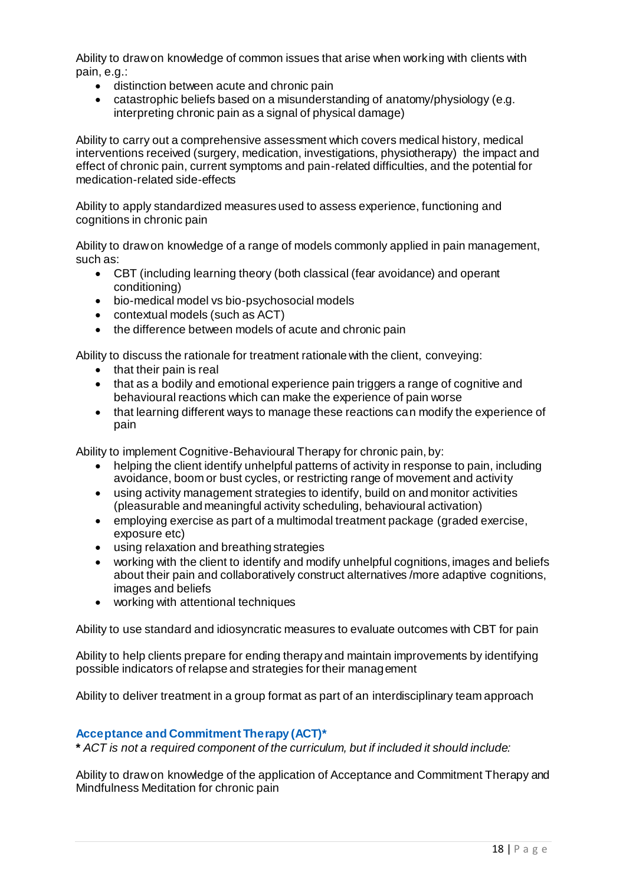Ability to draw on knowledge of common issues that arise when working with clients with pain, e.g.:

- distinction between acute and chronic pain
- catastrophic beliefs based on a misunderstanding of anatomy/physiology (e.g. interpreting chronic pain as a signal of physical damage)

Ability to carry out a comprehensive assessment which covers medical history, medical interventions received (surgery, medication, investigations, physiotherapy) the impact and effect of chronic pain, current symptoms and pain-related difficulties, and the potential for medication-related side-effects

Ability to apply standardized measures used to assess experience, functioning and cognitions in chronic pain

Ability to draw on knowledge of a range of models commonly applied in pain management, such as:

- CBT (including learning theory (both classical (fear avoidance) and operant conditioning)
- bio-medical model vs bio-psychosocial models
- contextual models (such as ACT)
- the difference between models of acute and chronic pain

Ability to discuss the rationale for treatment rationale with the client, conveying:

- that their pain is real
- that as a bodily and emotional experience pain triggers a range of cognitive and behavioural reactions which can make the experience of pain worse
- that learning different ways to manage these reactions can modify the experience of pain

Ability to implement Cognitive-Behavioural Therapy for chronic pain, by:

- helping the client identify unhelpful patterns of activity in response to pain, including avoidance, boom or bust cycles, or restricting range of movement and activity
- using activity management strategies to identify, build on and monitor activities (pleasurable and meaningful activity scheduling, behavioural activation)
- employing exercise as part of a multimodal treatment package (graded exercise, exposure etc)
- using relaxation and breathing strategies
- working with the client to identify and modify unhelpful cognitions, images and beliefs about their pain and collaboratively construct alternatives /more adaptive cognitions, images and beliefs
- working with attentional techniques

Ability to use standard and idiosyncratic measures to evaluate outcomes with CBT for pain

Ability to help clients prepare for ending therapy and maintain improvements by identifying possible indicators of relapse and strategies for their management

Ability to deliver treatment in a group format as part of an interdisciplinary team approach

### Acceptance and Commitment Therapy (ACT)*

**\*** *ACT is not a required component of the curriculum, but if included it should include:*

Ability to draw on knowledge of the application of Acceptance and Commitment Therapy and Mindfulness Meditation for chronic pain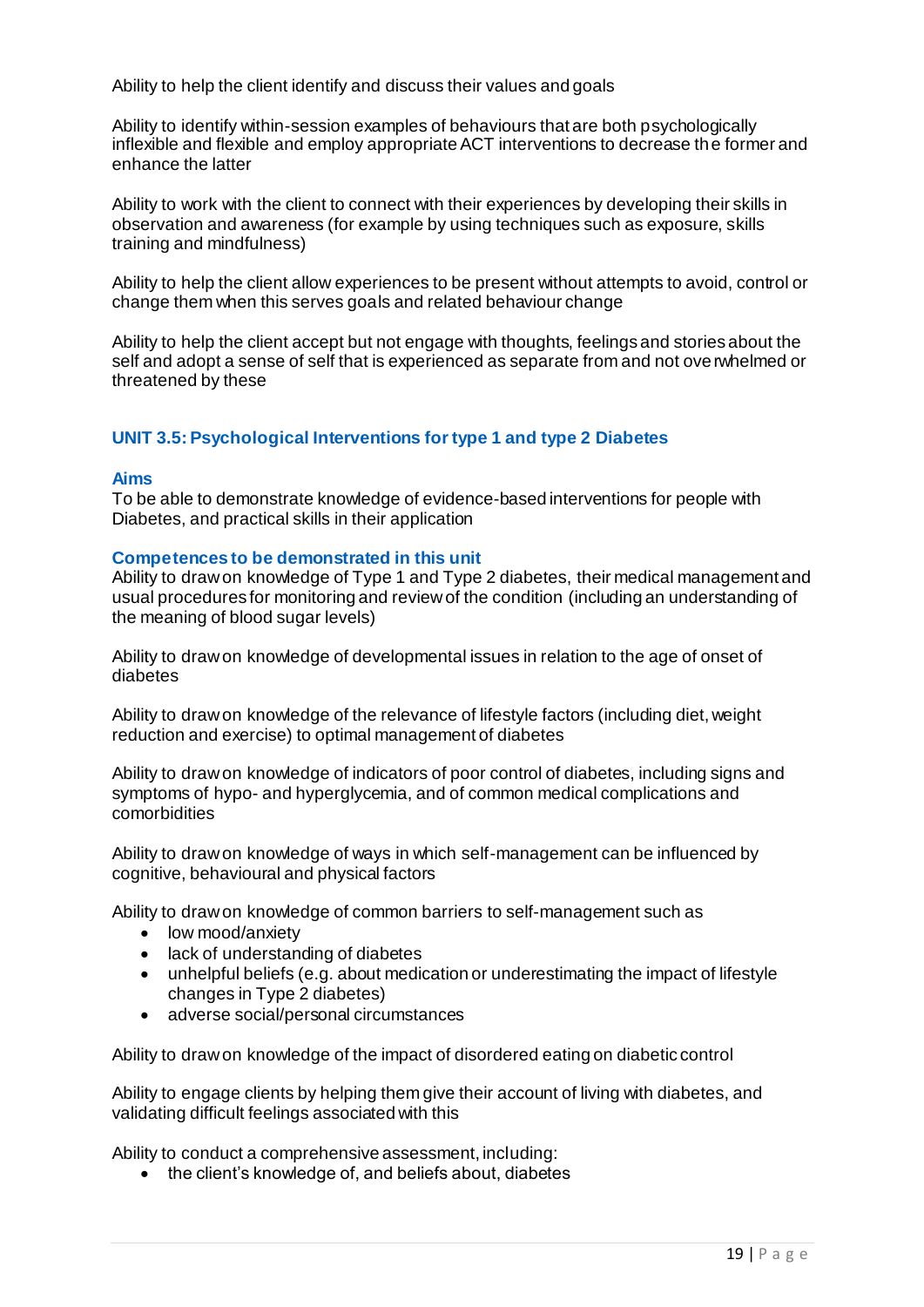Ability to help the client identify and discuss their values and goals

Ability to identify within-session examples of behaviours that are both psychologically inflexible and flexible and employ appropriate ACT interventions to decrease the former and enhance the latter

Ability to work with the client to connect with their experiences by developing their skills in observation and awareness (for example by using techniques such as exposure, skills training and mindfulness)

Ability to help the client allow experiences to be present without attempts to avoid, control or change them when this serves goals and related behaviour change

Ability to help the client accept but not engage with thoughts, feelings and stories about the self and adopt a sense of self that is experienced as separate from and not overwhelmed or threatened by these

## UNIT 3.5: Psychological Interventions for type 1 and type 2 Diabetes

### Aims

To be able to demonstrate knowledge of evidence-based interventions for people with Diabetes, and practical skills in their application

### Competences to be demonstrated in this unit

Ability to draw on knowledge of Type 1 and Type 2 diabetes, their medical management and usual procedures for monitoring and review of the condition (including an understanding of the meaning of blood sugar levels)

Ability to draw on knowledge of developmental issues in relation to the age of onset of diabetes

Ability to draw on knowledge of the relevance of lifestyle factors (including diet, weight reduction and exercise) to optimal management of diabetes

Ability to draw on knowledge of indicators of poor control of diabetes, including signs and symptoms of hypo- and hyperglycemia, and of common medical complications and comorbidities

Ability to draw on knowledge of ways in which self-management can be influenced by cognitive, behavioural and physical factors

Ability to draw on knowledge of common barriers to self-management such as

- low mood/anxiety
- lack of understanding of diabetes
- unhelpful beliefs (e.g. about medication or underestimating the impact of lifestyle changes in Type 2 diabetes)
- adverse social/personal circumstances

Ability to draw on knowledge of the impact of disordered eating on diabetic control

Ability to engage clients by helping them give their account of living with diabetes, and validating difficult feelings associated with this

Ability to conduct a comprehensive assessment, including:

- the client's knowledge of, and beliefs about, diabetes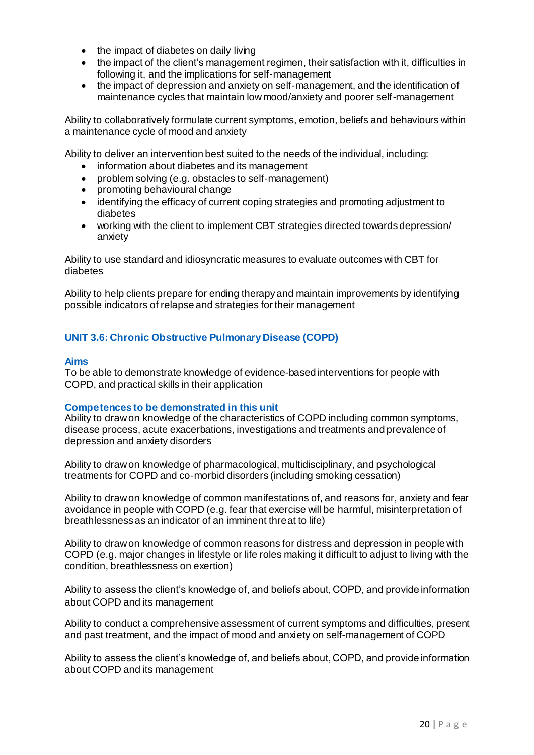- the impact of diabetes on daily living
- the impact of the client's management regimen, their satisfaction with it, difficulties in following it, and the implications for self-management
- the impact of depression and anxiety on self-management, and the identification of maintenance cycles that maintain low mood/anxiety and poorer self-management

Ability to collaboratively formulate current symptoms, emotion, beliefs and behaviours within a maintenance cycle of mood and anxiety

Ability to deliver an intervention best suited to the needs of the individual, including:

- information about diabetes and its management
- problem solving (e.g. obstacles to self-management)
- promoting behavioural change
- identifying the efficacy of current coping strategies and promoting adjustment to diabetes
- working with the client to implement CBT strategies directed towards depression/ anxiety

Ability to use standard and idiosyncratic measures to evaluate outcomes with CBT for diabetes

Ability to help clients prepare for ending therapy and maintain improvements by identifying possible indicators of relapse and strategies for their management

## UNIT 3.6: Chronic Obstructive Pulmonary Disease (COPD)

### Aims

To be able to demonstrate knowledge of evidence-based interventions for people with COPD, and practical skills in their application

### Competences to be demonstrated in this unit

Ability to draw on knowledge of the characteristics of COPD including common symptoms, disease process, acute exacerbations, investigations and treatments and prevalence of depression and anxiety disorders

Ability to draw on knowledge of pharmacological, multidisciplinary, and psychological treatments for COPD and co-morbid disorders (including smoking cessation)

Ability to draw on knowledge of common manifestations of, and reasons for, anxiety and fear avoidance in people with COPD (e.g. fear that exercise will be harmful, misinterpretation of breathlessness as an indicator of an imminent threat to life)

Ability to draw on knowledge of common reasons for distress and depression in people with COPD (e.g. major changes in lifestyle or life roles making it difficult to adjust to living with the condition, breathlessness on exertion)

Ability to assess the client's knowledge of, and beliefs about, COPD, and provide information about COPD and its management

Ability to conduct a comprehensive assessment of current symptoms and difficulties, present and past treatment, and the impact of mood and anxiety on self-management of COPD

Ability to assess the client's knowledge of, and beliefs about, COPD, and provide information about COPD and its management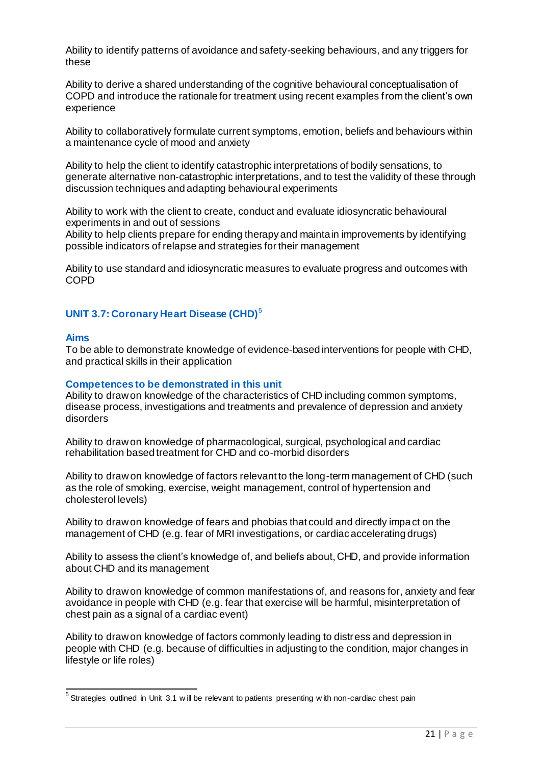Ability to identify patterns of avoidance and safety-seeking behaviours, and any triggers for these

Ability to derive a shared understanding of the cognitive behavioural conceptualisation of COPD and introduce the rationale for treatment using recent examples from the client's own experience

Ability to collaboratively formulate current symptoms, emotion, beliefs and behaviours within a maintenance cycle of mood and anxiety

Ability to help the client to identify catastrophic interpretations of bodily sensations, to generate alternative non-catastrophic interpretations, and to test the validity of these through discussion techniques and adapting behavioural experiments

Ability to work with the client to create, conduct and evaluate idiosyncratic behavioural experiments in and out of sessions
Ability to help clients prepare for ending therapy and maintain improvements by identifying possible indicators of relapse and strategies for their management

Ability to use standard and idiosyncratic measures to evaluate progress and outcomes with COPD

## UNIT 3.7: Coronary Heart Disease (CHD)[5]

### Aims

To be able to demonstrate knowledge of evidence-based interventions for people with CHD, and practical skills in their application

### Competences to be demonstrated in this unit

Ability to draw on knowledge of the characteristics of CHD including common symptoms, disease process, investigations and treatments and prevalence of depression and anxiety disorders

Ability to draw on knowledge of pharmacological, surgical, psychological and cardiac rehabilitation based treatment for CHD and co-morbid disorders

Ability to draw on knowledge of factors relevant to the long-term management of CHD (such as the role of smoking, exercise, weight management, control of hypertension and cholesterol levels)

Ability to draw on knowledge of fears and phobias that could and directly impact on the management of CHD (e.g. fear of MRI investigations, or cardiac accelerating drugs)

Ability to assess the client's knowledge of, and beliefs about, CHD, and provide information about CHD and its management

Ability to draw on knowledge of common manifestations of, and reasons for, anxiety and fear avoidance in people with CHD (e.g. fear that exercise will be harmful, misinterpretation of chest pain as a signal of a cardiac event)

Ability to draw on knowledge of factors commonly leading to distress and depression in people with CHD (e.g. because of difficulties in adjusting to the condition, major changes in lifestyle or life roles)

---

[5] Strategies outlined in Unit 3.1 will be relevant to patients presenting with non-cardiac chest pain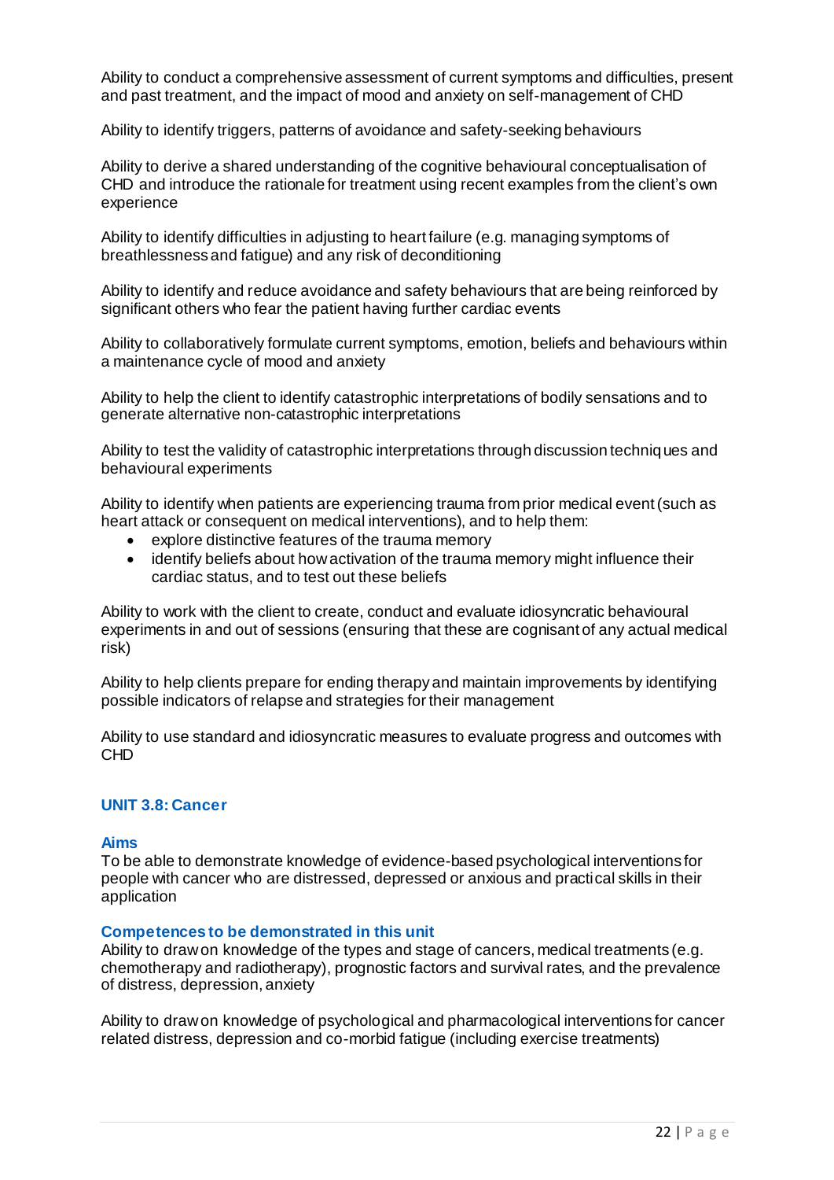Ability to conduct a comprehensive assessment of current symptoms and difficulties, present and past treatment, and the impact of mood and anxiety on self-management of CHD

Ability to identify triggers, patterns of avoidance and safety-seeking behaviours

Ability to derive a shared understanding of the cognitive behavioural conceptualisation of CHD and introduce the rationale for treatment using recent examples from the client's own experience

Ability to identify difficulties in adjusting to heart failure (e.g. managing symptoms of breathlessness and fatigue) and any risk of deconditioning

Ability to identify and reduce avoidance and safety behaviours that are being reinforced by significant others who fear the patient having further cardiac events

Ability to collaboratively formulate current symptoms, emotion, beliefs and behaviours within a maintenance cycle of mood and anxiety

Ability to help the client to identify catastrophic interpretations of bodily sensations and to generate alternative non-catastrophic interpretations

Ability to test the validity of catastrophic interpretations through discussion techniques and behavioural experiments

Ability to identify when patients are experiencing trauma from prior medical event (such as heart attack or consequent on medical interventions), and to help them:

- explore distinctive features of the trauma memory
- identify beliefs about how activation of the trauma memory might influence their cardiac status, and to test out these beliefs

Ability to work with the client to create, conduct and evaluate idiosyncratic behavioural experiments in and out of sessions (ensuring that these are cognisant of any actual medical risk)

Ability to help clients prepare for ending therapy and maintain improvements by identifying possible indicators of relapse and strategies for their management

Ability to use standard and idiosyncratic measures to evaluate progress and outcomes with CHD

### UNIT 3.8: Cancer

#### Aims

To be able to demonstrate knowledge of evidence-based psychological interventions for people with cancer who are distressed, depressed or anxious and practical skills in their application

#### Competences to be demonstrated in this unit

Ability to draw on knowledge of the types and stage of cancers, medical treatments (e.g. chemotherapy and radiotherapy), prognostic factors and survival rates, and the prevalence of distress, depression, anxiety

Ability to draw on knowledge of psychological and pharmacological interventions for cancer related distress, depression and co-morbid fatigue (including exercise treatments)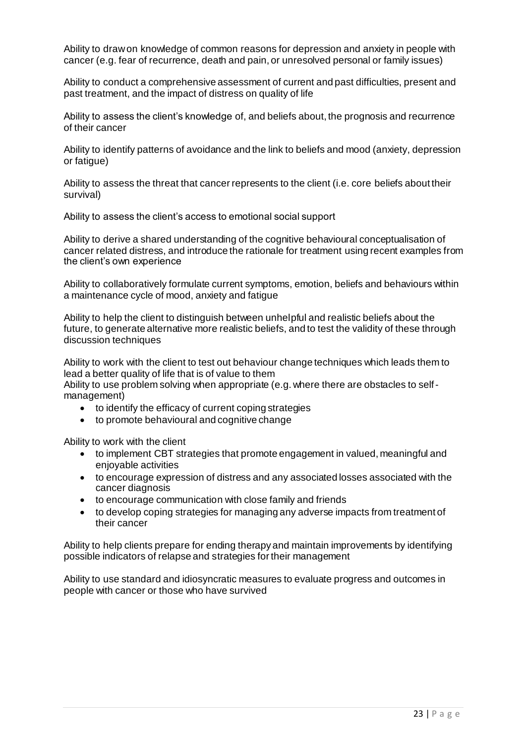Ability to draw on knowledge of common reasons for depression and anxiety in people with cancer (e.g. fear of recurrence, death and pain, or unresolved personal or family issues)

Ability to conduct a comprehensive assessment of current and past difficulties, present and past treatment, and the impact of distress on quality of life

Ability to assess the client's knowledge of, and beliefs about, the prognosis and recurrence of their cancer

Ability to identify patterns of avoidance and the link to beliefs and mood (anxiety, depression or fatigue)

Ability to assess the threat that cancer represents to the client (i.e. core beliefs about their survival)

Ability to assess the client's access to emotional social support

Ability to derive a shared understanding of the cognitive behavioural conceptualisation of cancer related distress, and introduce the rationale for treatment using recent examples from the client's own experience

Ability to collaboratively formulate current symptoms, emotion, beliefs and behaviours within a maintenance cycle of mood, anxiety and fatigue

Ability to help the client to distinguish between unhelpful and realistic beliefs about the future, to generate alternative more realistic beliefs, and to test the validity of these through discussion techniques

Ability to work with the client to test out behaviour change techniques which leads them to lead a better quality of life that is of value to them

Ability to use problem solving when appropriate (e.g. where there are obstacles to self-management)

- to identify the efficacy of current coping strategies
- to promote behavioural and cognitive change

Ability to work with the client

- to implement CBT strategies that promote engagement in valued, meaningful and enjoyable activities
- to encourage expression of distress and any associated losses associated with the cancer diagnosis
- to encourage communication with close family and friends
- to develop coping strategies for managing any adverse impacts from treatment of their cancer

Ability to help clients prepare for ending therapy and maintain improvements by identifying possible indicators of relapse and strategies for their management

Ability to use standard and idiosyncratic measures to evaluate progress and outcomes in people with cancer or those who have survived